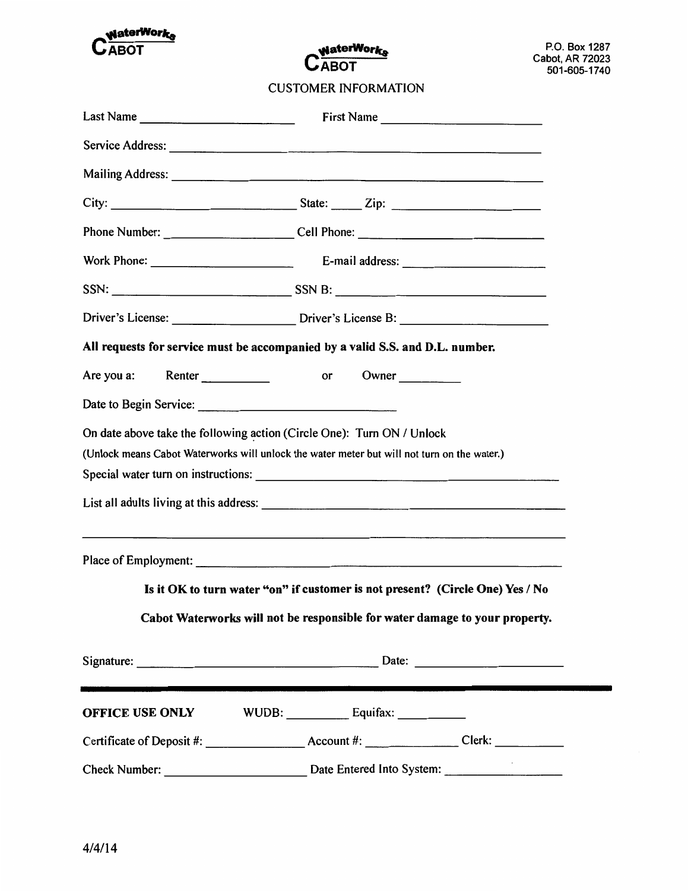WaterWorks CABOT

WaterWorks CABOT

P.O. Box 1287
Cabot, AR 72023
501-605-1740

# CUSTOMER INFORMATION

Last Name ________________________ First Name ________________________

Service Address: ____________________________________________________________

Mailing Address: ____________________________________________________________

City: ____________________________ State: _____ Zip: ______________________

Phone Number: ___________________ Cell Phone: ____________________________

Work Phone: _____________________ E-mail address: ______________________

SSN: ____________________________ SSN B: ______________________________

Driver's License: __________________ Driver's License B: _____________________

**All requests for service must be accompanied by a valid S.S. and D.L. number.**

Are you a: Renter __________ or Owner _________

Date to Begin Service: ______________________________

On date above take the following action (Circle One): Turn ON / Unlock

(Unlock means Cabot Waterworks will unlock the water meter but will not turn on the water.)

Special water turn on instructions: ______________________________________________

List all adults living at this address: ____________________________________________

______________________________________________________________________________

Place of Employment: _______________________________________________________

**Is it OK to turn water "on" if customer is not present? (Circle One) Yes / No**

**Cabot Waterworks will not be responsible for water damage to your property.**

Signature: _____________________________________ Date: ______________________

---

**OFFICE USE ONLY** WUDB: _________ Equifax: __________

Certificate of Deposit #: _______________ Account #: ______________ Clerk: __________

Check Number: _____________________ Date Entered Into System: _________________

4/4/14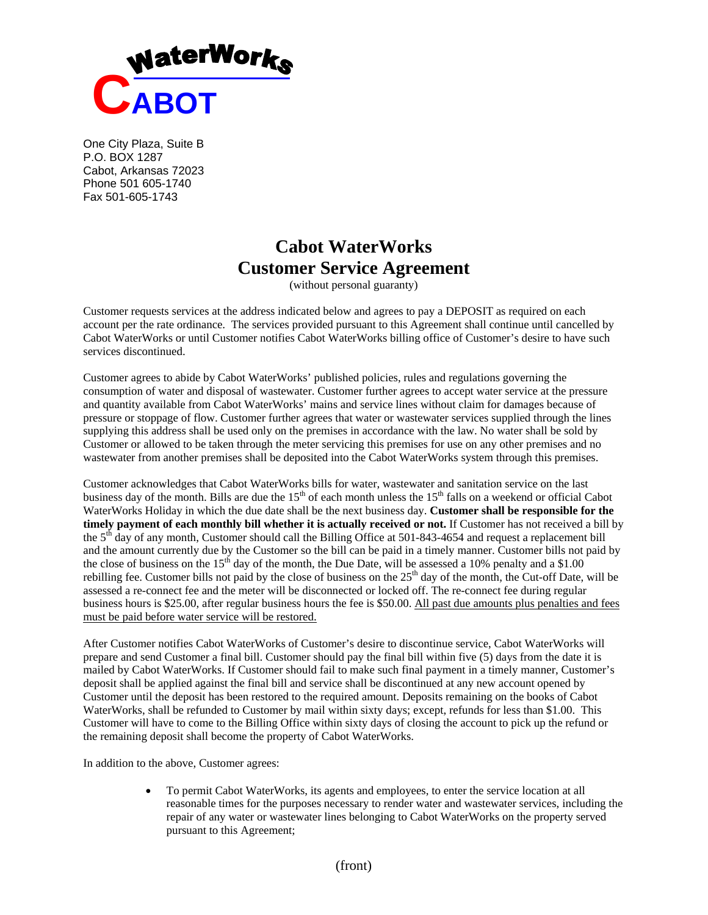WaterWorks
CABOT

One City Plaza, Suite B
P.O. BOX 1287
Cabot, Arkansas 72023
Phone 501 605-1740
Fax 501-605-1743

# Cabot WaterWorks
# Customer Service Agreement

(without personal guaranty)

Customer requests services at the address indicated below and agrees to pay a DEPOSIT as required on each account per the rate ordinance. The services provided pursuant to this Agreement shall continue until cancelled by Cabot WaterWorks or until Customer notifies Cabot WaterWorks billing office of Customer's desire to have such services discontinued.

Customer agrees to abide by Cabot WaterWorks' published policies, rules and regulations governing the consumption of water and disposal of wastewater. Customer further agrees to accept water service at the pressure and quantity available from Cabot WaterWorks' mains and service lines without claim for damages because of pressure or stoppage of flow. Customer further agrees that water or wastewater services supplied through the lines supplying this address shall be used only on the premises in accordance with the law. No water shall be sold by Customer or allowed to be taken through the meter servicing this premises for use on any other premises and no wastewater from another premises shall be deposited into the Cabot WaterWorks system through this premises.

Customer acknowledges that Cabot WaterWorks bills for water, wastewater and sanitation service on the last business day of the month. Bills are due the 15th of each month unless the 15th falls on a weekend or official Cabot WaterWorks Holiday in which the due date shall be the next business day. **Customer shall be responsible for the timely payment of each monthly bill whether it is actually received or not.** If Customer has not received a bill by the 5th day of any month, Customer should call the Billing Office at 501-843-4654 and request a replacement bill and the amount currently due by the Customer so the bill can be paid in a timely manner. Customer bills not paid by the close of business on the 15th day of the month, the Due Date, will be assessed a 10% penalty and a $1.00 rebilling fee. Customer bills not paid by the close of business on the 25th day of the month, the Cut-off Date, will be assessed a re-connect fee and the meter will be disconnected or locked off. The re-connect fee during regular business hours is $25.00, after regular business hours the fee is $50.00. All past due amounts plus penalties and fees must be paid before water service will be restored.

After Customer notifies Cabot WaterWorks of Customer's desire to discontinue service, Cabot WaterWorks will prepare and send Customer a final bill. Customer should pay the final bill within five (5) days from the date it is mailed by Cabot WaterWorks. If Customer should fail to make such final payment in a timely manner, Customer's deposit shall be applied against the final bill and service shall be discontinued at any new account opened by Customer until the deposit has been restored to the required amount. Deposits remaining on the books of Cabot WaterWorks, shall be refunded to Customer by mail within sixty days; except, refunds for less than $1.00. This Customer will have to come to the Billing Office within sixty days of closing the account to pick up the refund or the remaining deposit shall become the property of Cabot WaterWorks.

In addition to the above, Customer agrees:

- To permit Cabot WaterWorks, its agents and employees, to enter the service location at all reasonable times for the purposes necessary to render water and wastewater services, including the repair of any water or wastewater lines belonging to Cabot WaterWorks on the property served pursuant to this Agreement;

(front)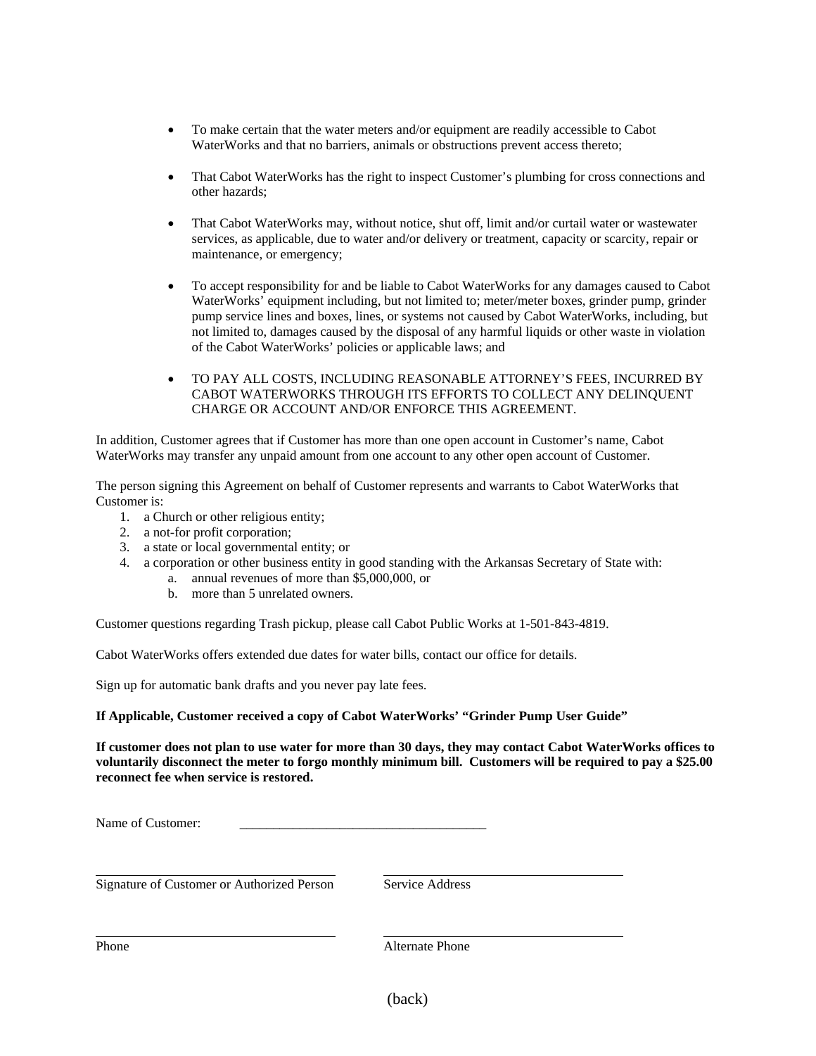- To make certain that the water meters and/or equipment are readily accessible to Cabot WaterWorks and that no barriers, animals or obstructions prevent access thereto;

- That Cabot WaterWorks has the right to inspect Customer's plumbing for cross connections and other hazards;

- That Cabot WaterWorks may, without notice, shut off, limit and/or curtail water or wastewater services, as applicable, due to water and/or delivery or treatment, capacity or scarcity, repair or maintenance, or emergency;

- To accept responsibility for and be liable to Cabot WaterWorks for any damages caused to Cabot WaterWorks' equipment including, but not limited to; meter/meter boxes, grinder pump, grinder pump service lines and boxes, lines, or systems not caused by Cabot WaterWorks, including, but not limited to, damages caused by the disposal of any harmful liquids or other waste in violation of the Cabot WaterWorks' policies or applicable laws; and

- TO PAY ALL COSTS, INCLUDING REASONABLE ATTORNEY'S FEES, INCURRED BY CABOT WATERWORKS THROUGH ITS EFFORTS TO COLLECT ANY DELINQUENT CHARGE OR ACCOUNT AND/OR ENFORCE THIS AGREEMENT.

In addition, Customer agrees that if Customer has more than one open account in Customer's name, Cabot WaterWorks may transfer any unpaid amount from one account to any other open account of Customer.

The person signing this Agreement on behalf of Customer represents and warrants to Cabot WaterWorks that Customer is:

1. a Church or other religious entity;
2. a not-for profit corporation;
3. a state or local governmental entity; or
4. a corporation or other business entity in good standing with the Arkansas Secretary of State with:
   a. annual revenues of more than $5,000,000, or
   b. more than 5 unrelated owners.

Customer questions regarding Trash pickup, please call Cabot Public Works at 1-501-843-4819.

Cabot WaterWorks offers extended due dates for water bills, contact our office for details.

Sign up for automatic bank drafts and you never pay late fees.

**If Applicable, Customer received a copy of Cabot WaterWorks' "Grinder Pump User Guide"**

**If customer does not plan to use water for more than 30 days, they may contact Cabot WaterWorks offices to voluntarily disconnect the meter to forgo monthly minimum bill. Customers will be required to pay a $25.00 reconnect fee when service is restored.**

Name of Customer: \_\_\_\_\_\_\_\_\_\_\_\_\_\_\_\_\_\_\_\_\_\_\_\_\_\_\_\_\_\_\_\_\_\_\_\_\_\_

\_\_\_\_\_\_\_\_\_\_\_\_\_\_\_\_\_\_\_\_\_\_\_\_\_\_\_\_\_\_\_\_\_\_\_\_ \_\_\_\_\_\_\_\_\_\_\_\_\_\_\_\_\_\_\_\_\_\_\_\_\_\_\_\_\_\_\_\_\_\_\_\_
Signature of Customer or Authorized Person Service Address

\_\_\_\_\_\_\_\_\_\_\_\_\_\_\_\_\_\_\_\_\_\_\_\_\_\_\_\_\_\_\_\_\_\_\_\_ \_\_\_\_\_\_\_\_\_\_\_\_\_\_\_\_\_\_\_\_\_\_\_\_\_\_\_\_\_\_\_\_\_\_\_\_
Phone Alternate Phone

(back)